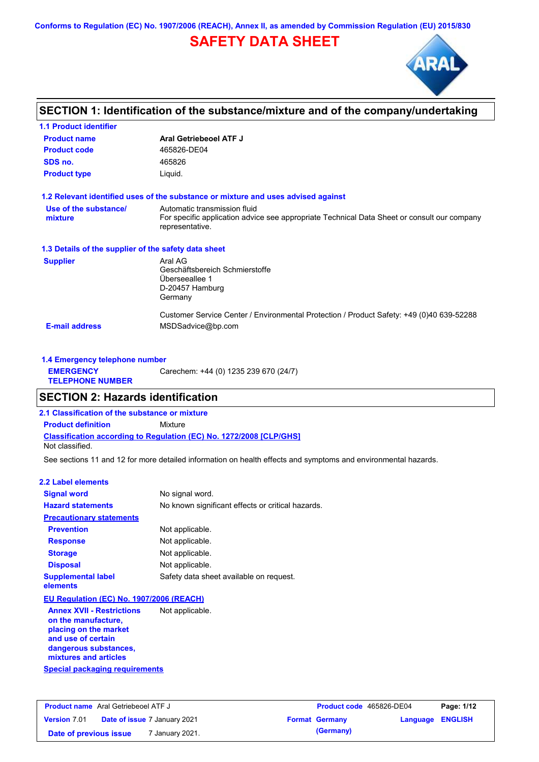Conforms to Regulation (EC) No. 1907/2006 (REACH), Annex II, as amended by Commission Regulation (EU) 2015/830

# SAFETY DATA SHEET

## SECTION 1: Identification of the substance/mixture and of the company/undertaking

### 1.1 Product identifier

| | |
|---|---|
| **Product name** | **Aral Getriebeoel ATF J** |
| **Product code** | 465826-DE04 |
| **SDS no.** | 465826 |
| **Product type** | Liquid. |

### 1.2 Relevant identified uses of the substance or mixture and uses advised against

| | |
|---|---|
| **Use of the substance/ mixture** | Automatic transmission fluid<br>For specific application advice see appropriate Technical Data Sheet or consult our company representative. |

### 1.3 Details of the supplier of the safety data sheet

| | |
|---|---|
| **Supplier** | Aral AG<br>Geschäftsbereich Schmierstoffe<br>Überseeallee 1<br>D-20457 Hamburg<br>Germany<br><br>Customer Service Center / Environmental Protection / Product Safety: +49 (0)40 639-52288 |
| **E-mail address** | MSDSadvice@bp.com |

### 1.4 Emergency telephone number

| | |
|---|---|
| **EMERGENCY TELEPHONE NUMBER** | Carechem: +44 (0) 1235 239 670 (24/7) |

## SECTION 2: Hazards identification

### 2.1 Classification of the substance or mixture

**Product definition** Mixture

**Classification according to Regulation (EC) No. 1272/2008 [CLP/GHS]**

Not classified.

See sections 11 and 12 for more detailed information on health effects and symptoms and environmental hazards.

### 2.2 Label elements

| | |
|---|---|
| **Signal word** | No signal word. |
| **Hazard statements** | No known significant effects or critical hazards. |
| **Precautionary statements** | |
| **Prevention** | Not applicable. |
| **Response** | Not applicable. |
| **Storage** | Not applicable. |
| **Disposal** | Not applicable. |
| **Supplemental label elements** | Safety data sheet available on request. |

**EU Regulation (EC) No. 1907/2006 (REACH)**

| | |
|---|---|
| **Annex XVII - Restrictions on the manufacture, placing on the market and use of certain dangerous substances, mixtures and articles** | Not applicable. |

**Special packaging requirements**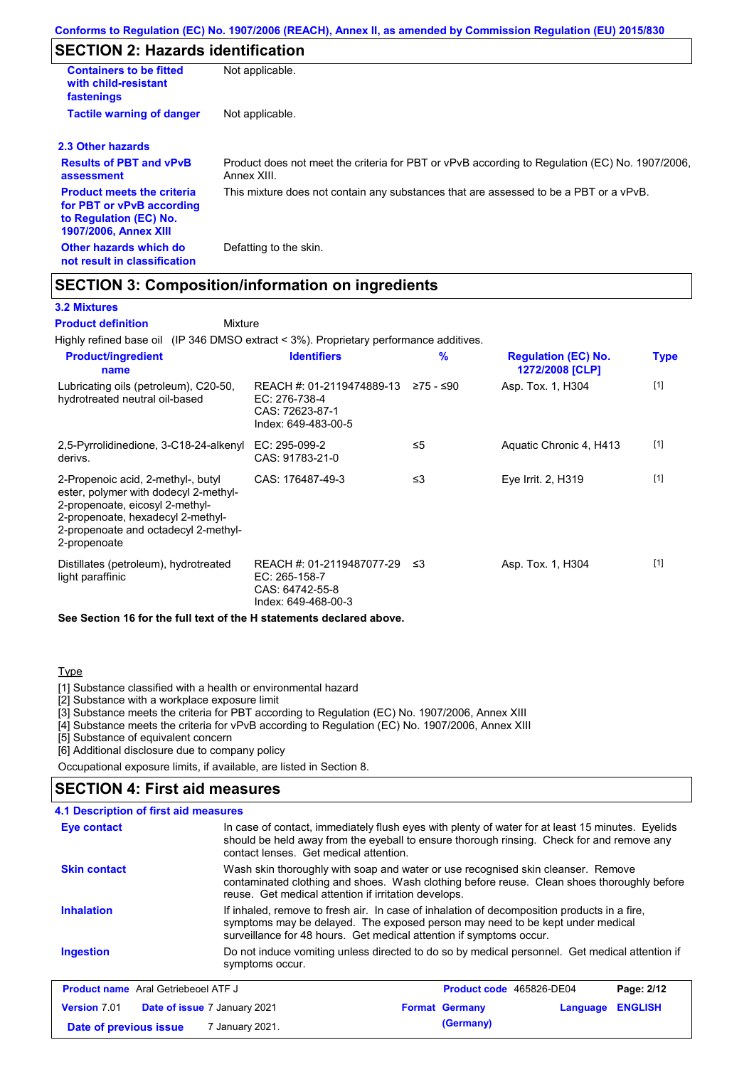## SECTION 2: Hazards identification

| | |
|---|---|
| **Containers to be fitted with child-resistant fastenings** | Not applicable. |
| **Tactile warning of danger** | Not applicable. |

### 2.3 Other hazards

| | |
|---|---|
| **Results of PBT and vPvB assessment** | Product does not meet the criteria for PBT or vPvB according to Regulation (EC) No. 1907/2006, Annex XIII. |
| **Product meets the criteria for PBT or vPvB according to Regulation (EC) No. 1907/2006, Annex XIII** | This mixture does not contain any substances that are assessed to be a PBT or a vPvB. |
| **Other hazards which do not result in classification** | Defatting to the skin. |

## SECTION 3: Composition/information on ingredients

### 3.2 Mixtures

**Product definition** Mixture

Highly refined base oil (IP 346 DMSO extract < 3%). Proprietary performance additives.

| Product/ingredient name | Identifiers | % | Regulation (EC) No. 1272/2008 [CLP] | Type |
|---|---|---|---|---|
| Lubricating oils (petroleum), C20-50, hydrotreated neutral oil-based | REACH #: 01-2119474889-13<br>EC: 276-738-4<br>CAS: 72623-87-1<br>Index: 649-483-00-5 | ≥75 - ≤90 | Asp. Tox. 1, H304 | [1] |
| 2,5-Pyrrolidinedione, 3-C18-24-alkenyl derivs. | EC: 295-099-2<br>CAS: 91783-21-0 | ≤5 | Aquatic Chronic 4, H413 | [1] |
| 2-Propenoic acid, 2-methyl-, butyl ester, polymer with dodecyl 2-methyl-2-propenoate, eicosyl 2-methyl-2-propenoate, hexadecyl 2-methyl-2-propenoate and octadecyl 2-methyl-2-propenoate | CAS: 176487-49-3 | ≤3 | Eye Irrit. 2, H319 | [1] |
| Distillates (petroleum), hydrotreated light paraffinic | REACH #: 01-2119487077-29<br>EC: 265-158-7<br>CAS: 64742-55-8<br>Index: 649-468-00-3 | ≤3 | Asp. Tox. 1, H304 | [1] |

**See Section 16 for the full text of the H statements declared above.**

Type

[1] Substance classified with a health or environmental hazard
[2] Substance with a workplace exposure limit
[3] Substance meets the criteria for PBT according to Regulation (EC) No. 1907/2006, Annex XIII
[4] Substance meets the criteria for vPvB according to Regulation (EC) No. 1907/2006, Annex XIII
[5] Substance of equivalent concern
[6] Additional disclosure due to company policy

Occupational exposure limits, if available, are listed in Section 8.

## SECTION 4: First aid measures

### 4.1 Description of first aid measures

| | |
|---|---|
| **Eye contact** | In case of contact, immediately flush eyes with plenty of water for at least 15 minutes. Eyelids should be held away from the eyeball to ensure thorough rinsing. Check for and remove any contact lenses. Get medical attention. |
| **Skin contact** | Wash skin thoroughly with soap and water or use recognised skin cleanser. Remove contaminated clothing and shoes. Wash clothing before reuse. Clean shoes thoroughly before reuse. Get medical attention if irritation develops. |
| **Inhalation** | If inhaled, remove to fresh air. In case of inhalation of decomposition products in a fire, symptoms may be delayed. The exposed person may need to be kept under medical surveillance for 48 hours. Get medical attention if symptoms occur. |
| **Ingestion** | Do not induce vomiting unless directed to do so by medical personnel. Get medical attention if symptoms occur. |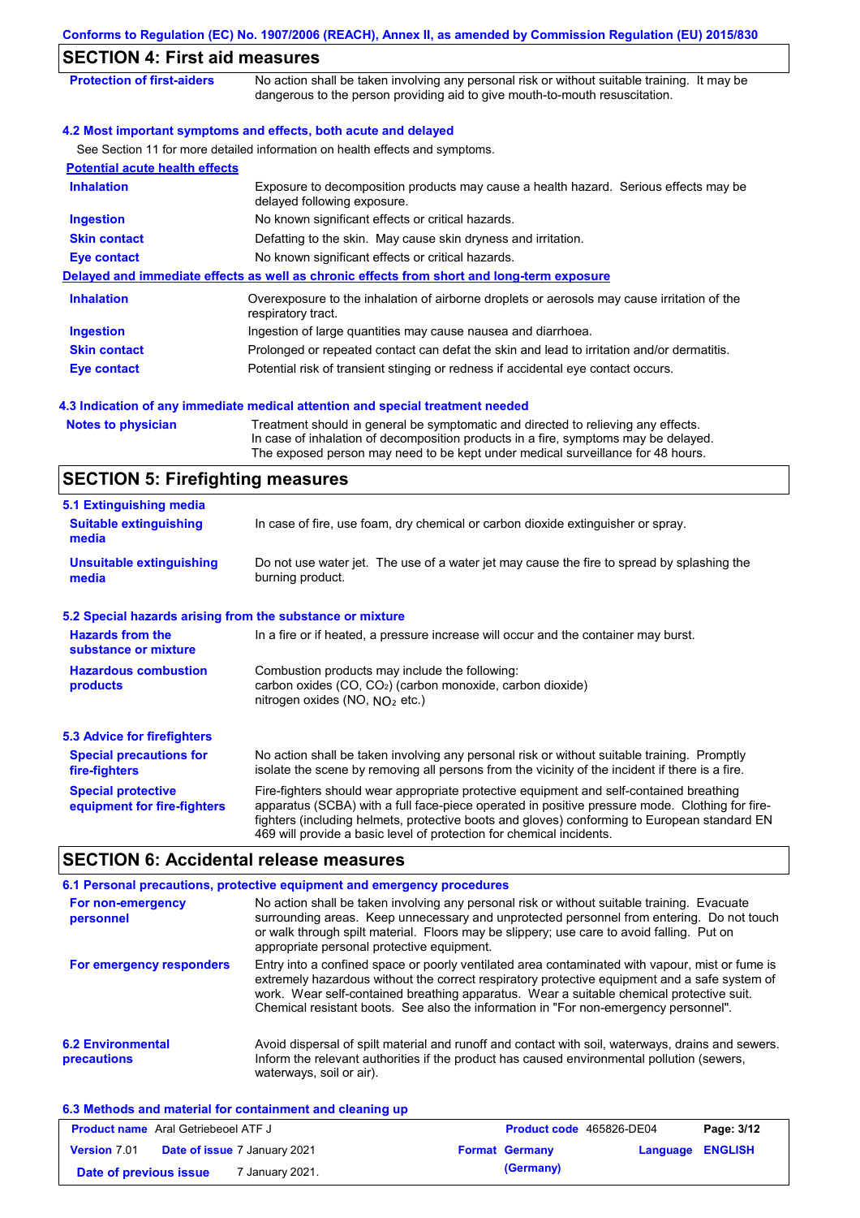## SECTION 4: First aid measures

**Protection of first-aiders** — No action shall be taken involving any personal risk or without suitable training. It may be dangerous to the person providing aid to give mouth-to-mouth resuscitation.

### 4.2 Most important symptoms and effects, both acute and delayed

See Section 11 for more detailed information on health effects and symptoms.

**Potential acute health effects**

| | |
|---|---|
| **Inhalation** | Exposure to decomposition products may cause a health hazard. Serious effects may be delayed following exposure. |
| **Ingestion** | No known significant effects or critical hazards. |
| **Skin contact** | Defatting to the skin. May cause skin dryness and irritation. |
| **Eye contact** | No known significant effects or critical hazards. |

**Delayed and immediate effects as well as chronic effects from short and long-term exposure**

| | |
|---|---|
| **Inhalation** | Overexposure to the inhalation of airborne droplets or aerosols may cause irritation of the respiratory tract. |
| **Ingestion** | Ingestion of large quantities may cause nausea and diarrhoea. |
| **Skin contact** | Prolonged or repeated contact can defat the skin and lead to irritation and/or dermatitis. |
| **Eye contact** | Potential risk of transient stinging or redness if accidental eye contact occurs. |

### 4.3 Indication of any immediate medical attention and special treatment needed

**Notes to physician** — Treatment should in general be symptomatic and directed to relieving any effects. In case of inhalation of decomposition products in a fire, symptoms may be delayed. The exposed person may need to be kept under medical surveillance for 48 hours.

## SECTION 5: Firefighting measures

### 5.1 Extinguishing media

| | |
|---|---|
| **Suitable extinguishing media** | In case of fire, use foam, dry chemical or carbon dioxide extinguisher or spray. |
| **Unsuitable extinguishing media** | Do not use water jet. The use of a water jet may cause the fire to spread by splashing the burning product. |

### 5.2 Special hazards arising from the substance or mixture

| | |
|---|---|
| **Hazards from the substance or mixture** | In a fire or if heated, a pressure increase will occur and the container may burst. |
| **Hazardous combustion products** | Combustion products may include the following: carbon oxides (CO, $CO_2$) (carbon monoxide, carbon dioxide) nitrogen oxides (NO, $NO_2$ etc.) |

### 5.3 Advice for firefighters

| | |
|---|---|
| **Special precautions for fire-fighters** | No action shall be taken involving any personal risk or without suitable training. Promptly isolate the scene by removing all persons from the vicinity of the incident if there is a fire. |
| **Special protective equipment for fire-fighters** | Fire-fighters should wear appropriate protective equipment and self-contained breathing apparatus (SCBA) with a full face-piece operated in positive pressure mode. Clothing for fire-fighters (including helmets, protective boots and gloves) conforming to European standard EN 469 will provide a basic level of protection for chemical incidents. |

## SECTION 6: Accidental release measures

### 6.1 Personal precautions, protective equipment and emergency procedures

| | |
|---|---|
| **For non-emergency personnel** | No action shall be taken involving any personal risk or without suitable training. Evacuate surrounding areas. Keep unnecessary and unprotected personnel from entering. Do not touch or walk through spilt material. Floors may be slippery; use care to avoid falling. Put on appropriate personal protective equipment. |
| **For emergency responders** | Entry into a confined space or poorly ventilated area contaminated with vapour, mist or fume is extremely hazardous without the correct respiratory protective equipment and a safe system of work. Wear self-contained breathing apparatus. Wear a suitable chemical protective suit. Chemical resistant boots. See also the information in "For non-emergency personnel". |

**6.2 Environmental precautions** — Avoid dispersal of spilt material and runoff and contact with soil, waterways, drains and sewers. Inform the relevant authorities if the product has caused environmental pollution (sewers, waterways, soil or air).

### 6.3 Methods and material for containment and cleaning up

| | | | |
|---|---|---|---|
| **Product name** Aral Getriebeoel ATF J | | **Product code** 465826-DE04 | |
| **Version** 7.01 | **Date of issue** 7 January 2021 | **Format** Germany (Germany) | **Language** ENGLISH |
| **Date of previous issue** | 7 January 2021. | | |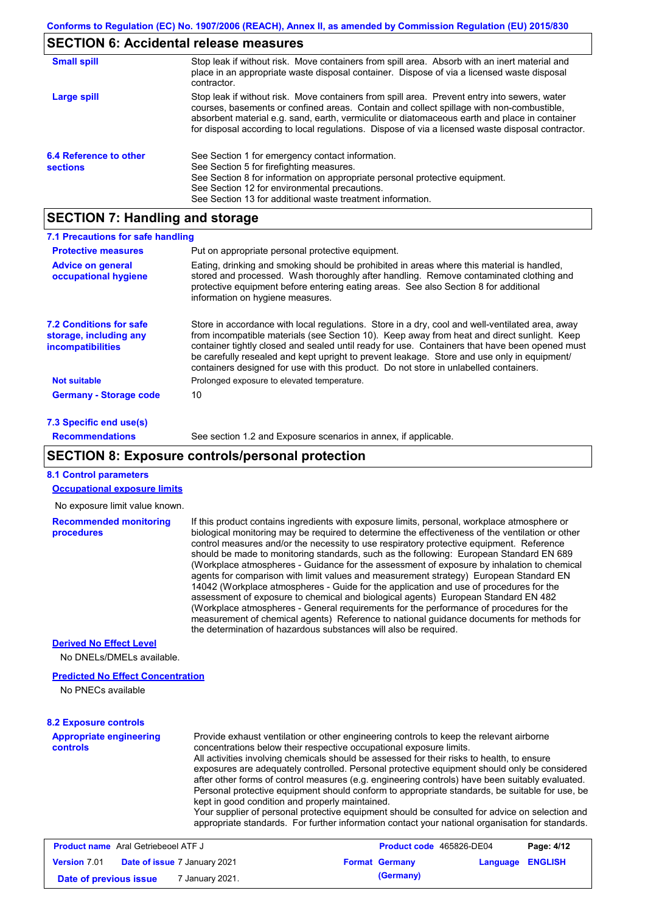## SECTION 6: Accidental release measures

**Small spill**

Stop leak if without risk. Move containers from spill area. Absorb with an inert material and place in an appropriate waste disposal container. Dispose of via a licensed waste disposal contractor.

**Large spill**

Stop leak if without risk. Move containers from spill area. Prevent entry into sewers, water courses, basements or confined areas. Contain and collect spillage with non-combustible, absorbent material e.g. sand, earth, vermiculite or diatomaceous earth and place in container for disposal according to local regulations. Dispose of via a licensed waste disposal contractor.

**6.4 Reference to other sections**

See Section 1 for emergency contact information.
See Section 5 for firefighting measures.
See Section 8 for information on appropriate personal protective equipment.
See Section 12 for environmental precautions.
See Section 13 for additional waste treatment information.

## SECTION 7: Handling and storage

### 7.1 Precautions for safe handling

**Protective measures**

Put on appropriate personal protective equipment.

**Advice on general occupational hygiene**

Eating, drinking and smoking should be prohibited in areas where this material is handled, stored and processed. Wash thoroughly after handling. Remove contaminated clothing and protective equipment before entering eating areas. See also Section 8 for additional information on hygiene measures.

**7.2 Conditions for safe storage, including any incompatibilities**

Store in accordance with local regulations. Store in a dry, cool and well-ventilated area, away from incompatible materials (see Section 10). Keep away from heat and direct sunlight. Keep container tightly closed and sealed until ready for use. Containers that have been opened must be carefully resealed and kept upright to prevent leakage. Store and use only in equipment/ containers designed for use with this product. Do not store in unlabelled containers.

**Not suitable**

Prolonged exposure to elevated temperature.

**Germany - Storage code**

10

### 7.3 Specific end use(s)

**Recommendations**

See section 1.2 and Exposure scenarios in annex, if applicable.

## SECTION 8: Exposure controls/personal protection

### 8.1 Control parameters

**Occupational exposure limits**

No exposure limit value known.

**Recommended monitoring procedures**

If this product contains ingredients with exposure limits, personal, workplace atmosphere or biological monitoring may be required to determine the effectiveness of the ventilation or other control measures and/or the necessity to use respiratory protective equipment. Reference should be made to monitoring standards, such as the following: European Standard EN 689 (Workplace atmospheres - Guidance for the assessment of exposure by inhalation to chemical agents for comparison with limit values and measurement strategy) European Standard EN 14042 (Workplace atmospheres - Guide for the application and use of procedures for the assessment of exposure to chemical and biological agents) European Standard EN 482 (Workplace atmospheres - General requirements for the performance of procedures for the measurement of chemical agents) Reference to national guidance documents for methods for the determination of hazardous substances will also be required.

**Derived No Effect Level**

No DNELs/DMELs available.

**Predicted No Effect Concentration**

No PNECs available

### 8.2 Exposure controls

**Appropriate engineering controls**

Provide exhaust ventilation or other engineering controls to keep the relevant airborne concentrations below their respective occupational exposure limits.
All activities involving chemicals should be assessed for their risks to health, to ensure exposures are adequately controlled. Personal protective equipment should only be considered after other forms of control measures (e.g. engineering controls) have been suitably evaluated. Personal protective equipment should conform to appropriate standards, be suitable for use, be kept in good condition and properly maintained.
Your supplier of personal protective equipment should be consulted for advice on selection and appropriate standards. For further information contact your national organisation for standards.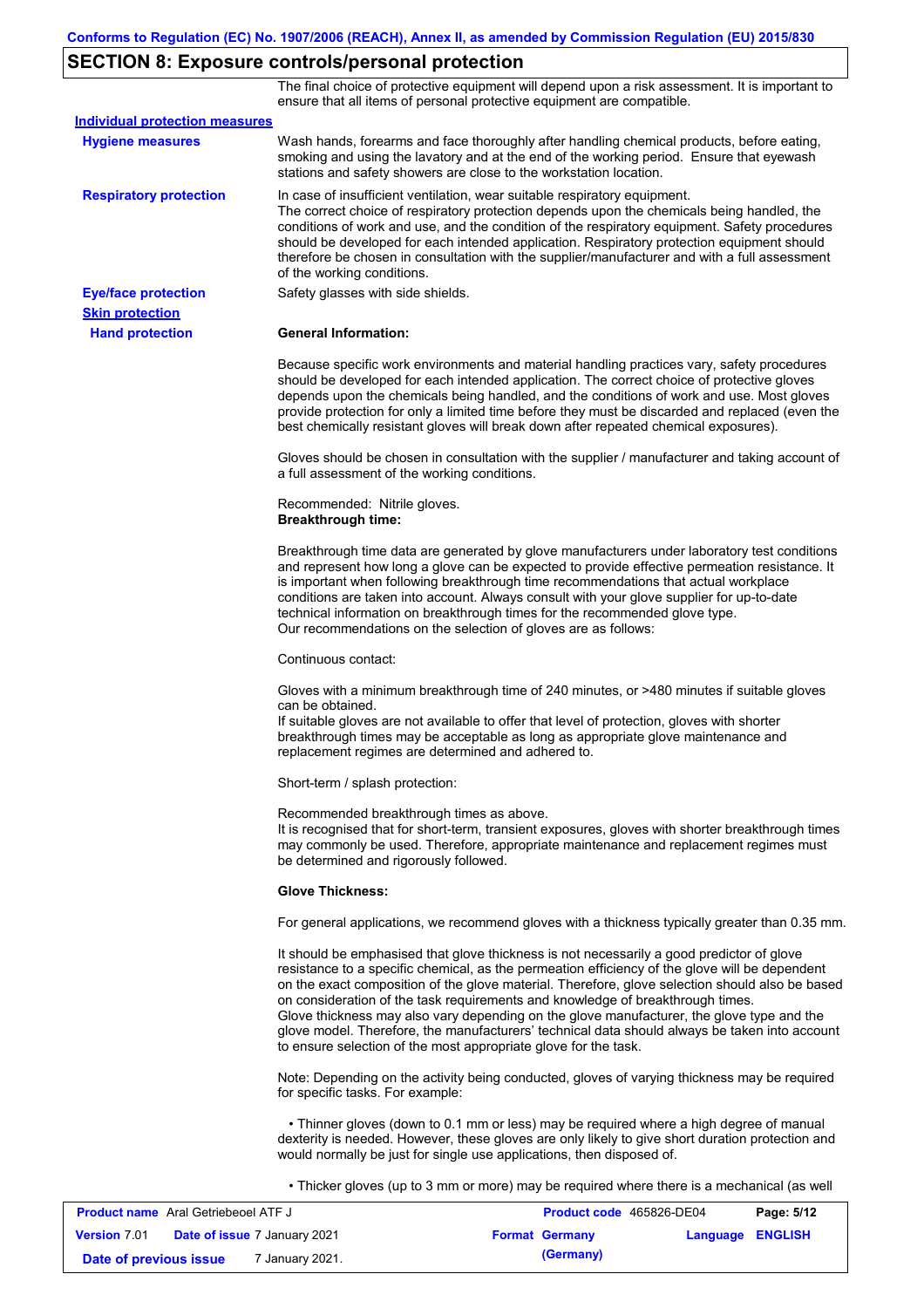## SECTION 8: Exposure controls/personal protection

The final choice of protective equipment will depend upon a risk assessment. It is important to ensure that all items of personal protective equipment are compatible.

**Individual protection measures**

**Hygiene measures**

Wash hands, forearms and face thoroughly after handling chemical products, before eating, smoking and using the lavatory and at the end of the working period. Ensure that eyewash stations and safety showers are close to the workstation location.

**Respiratory protection**

In case of insufficient ventilation, wear suitable respiratory equipment.
The correct choice of respiratory protection depends upon the chemicals being handled, the conditions of work and use, and the condition of the respiratory equipment. Safety procedures should be developed for each intended application. Respiratory protection equipment should therefore be chosen in consultation with the supplier/manufacturer and with a full assessment of the working conditions.

**Eye/face protection**

Safety glasses with side shields.

**Skin protection**

**Hand protection**

**General Information:**

Because specific work environments and material handling practices vary, safety procedures should be developed for each intended application. The correct choice of protective gloves depends upon the chemicals being handled, and the conditions of work and use. Most gloves provide protection for only a limited time before they must be discarded and replaced (even the best chemically resistant gloves will break down after repeated chemical exposures).

Gloves should be chosen in consultation with the supplier / manufacturer and taking account of a full assessment of the working conditions.

Recommended: Nitrile gloves.
**Breakthrough time:**

Breakthrough time data are generated by glove manufacturers under laboratory test conditions and represent how long a glove can be expected to provide effective permeation resistance. It is important when following breakthrough time recommendations that actual workplace conditions are taken into account. Always consult with your glove supplier for up-to-date technical information on breakthrough times for the recommended glove type.
Our recommendations on the selection of gloves are as follows:

Continuous contact:

Gloves with a minimum breakthrough time of 240 minutes, or >480 minutes if suitable gloves can be obtained.
If suitable gloves are not available to offer that level of protection, gloves with shorter breakthrough times may be acceptable as long as appropriate glove maintenance and replacement regimes are determined and adhered to.

Short-term / splash protection:

Recommended breakthrough times as above.
It is recognised that for short-term, transient exposures, gloves with shorter breakthrough times may commonly be used. Therefore, appropriate maintenance and replacement regimes must be determined and rigorously followed.

**Glove Thickness:**

For general applications, we recommend gloves with a thickness typically greater than 0.35 mm.

It should be emphasised that glove thickness is not necessarily a good predictor of glove resistance to a specific chemical, as the permeation efficiency of the glove will be dependent on the exact composition of the glove material. Therefore, glove selection should also be based on consideration of the task requirements and knowledge of breakthrough times.
Glove thickness may also vary depending on the glove manufacturer, the glove type and the glove model. Therefore, the manufacturers' technical data should always be taken into account to ensure selection of the most appropriate glove for the task.

Note: Depending on the activity being conducted, gloves of varying thickness may be required for specific tasks. For example:

- Thinner gloves (down to 0.1 mm or less) may be required where a high degree of manual dexterity is needed. However, these gloves are only likely to give short duration protection and would normally be just for single use applications, then disposed of.

- Thicker gloves (up to 3 mm or more) may be required where there is a mechanical (as well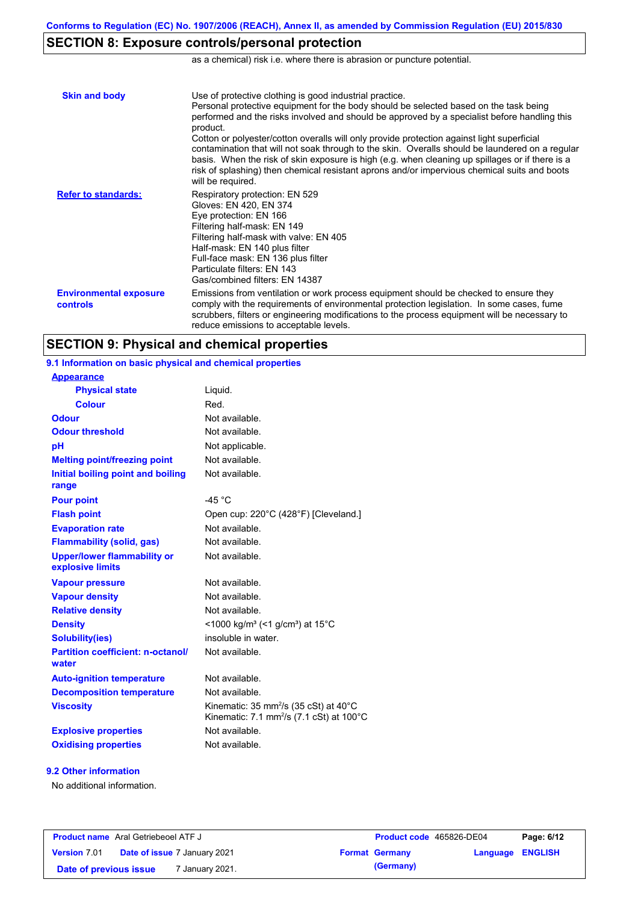## SECTION 8: Exposure controls/personal protection

as a chemical) risk i.e. where there is abrasion or puncture potential.

| | |
|---|---|
| **Skin and body** | Use of protective clothing is good industrial practice. Personal protective equipment for the body should be selected based on the task being performed and the risks involved and should be approved by a specialist before handling this product. Cotton or polyester/cotton overalls will only provide protection against light superficial contamination that will not soak through to the skin. Overalls should be laundered on a regular basis. When the risk of skin exposure is high (e.g. when cleaning up spillages or if there is a risk of splashing) then chemical resistant aprons and/or impervious chemical suits and boots will be required. |
| **Refer to standards:** | Respiratory protection: EN 529<br>Gloves: EN 420, EN 374<br>Eye protection: EN 166<br>Filtering half-mask: EN 149<br>Filtering half-mask with valve: EN 405<br>Half-mask: EN 140 plus filter<br>Full-face mask: EN 136 plus filter<br>Particulate filters: EN 143<br>Gas/combined filters: EN 14387 |
| **Environmental exposure controls** | Emissions from ventilation or work process equipment should be checked to ensure they comply with the requirements of environmental protection legislation. In some cases, fume scrubbers, filters or engineering modifications to the process equipment will be necessary to reduce emissions to acceptable levels. |

## SECTION 9: Physical and chemical properties

### 9.1 Information on basic physical and chemical properties

| | |
|---|---|
| **Appearance** | |
| **Physical state** | Liquid. |
| **Colour** | Red. |
| **Odour** | Not available. |
| **Odour threshold** | Not available. |
| **pH** | Not applicable. |
| **Melting point/freezing point** | Not available. |
| **Initial boiling point and boiling range** | Not available. |
| **Pour point** | -45 °C |
| **Flash point** | Open cup: 220°C (428°F) [Cleveland.] |
| **Evaporation rate** | Not available. |
| **Flammability (solid, gas)** | Not available. |
| **Upper/lower flammability or explosive limits** | Not available. |
| **Vapour pressure** | Not available. |
| **Vapour density** | Not available. |
| **Relative density** | Not available. |
| **Density** | <1000 kg/m³ (<1 g/cm³) at 15°C |
| **Solubility(ies)** | insoluble in water. |
| **Partition coefficient: n-octanol/water** | Not available. |
| **Auto-ignition temperature** | Not available. |
| **Decomposition temperature** | Not available. |
| **Viscosity** | Kinematic: 35 $mm^2/s$ (35 cSt) at 40°C<br>Kinematic: 7.1 $mm^2/s$ (7.1 cSt) at 100°C |
| **Explosive properties** | Not available. |
| **Oxidising properties** | Not available. |

### 9.2 Other information

No additional information.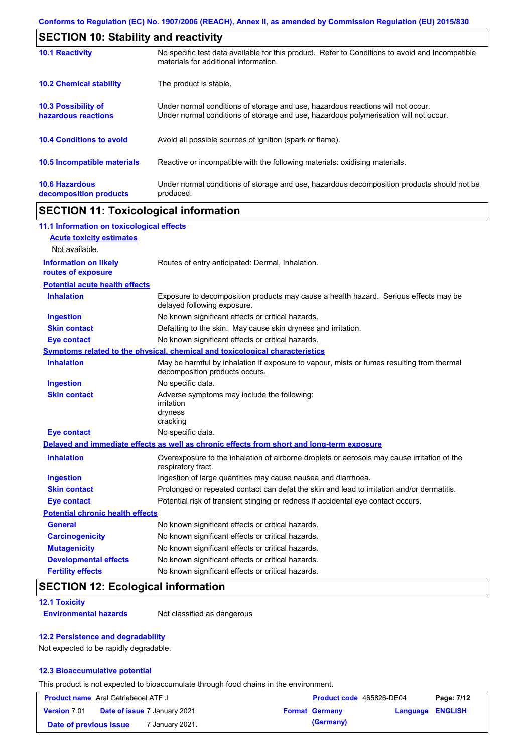## SECTION 10: Stability and reactivity

| | |
|---|---|
| **10.1 Reactivity** | No specific test data available for this product. Refer to Conditions to avoid and Incompatible materials for additional information. |
| **10.2 Chemical stability** | The product is stable. |
| **10.3 Possibility of hazardous reactions** | Under normal conditions of storage and use, hazardous reactions will not occur. Under normal conditions of storage and use, hazardous polymerisation will not occur. |
| **10.4 Conditions to avoid** | Avoid all possible sources of ignition (spark or flame). |
| **10.5 Incompatible materials** | Reactive or incompatible with the following materials: oxidising materials. |
| **10.6 Hazardous decomposition products** | Under normal conditions of storage and use, hazardous decomposition products should not be produced. |

## SECTION 11: Toxicological information

### 11.1 Information on toxicological effects

**Acute toxicity estimates**

Not available.

**Information on likely routes of exposure**: Routes of entry anticipated: Dermal, Inhalation.

**Potential acute health effects**

| | |
|---|---|
| **Inhalation** | Exposure to decomposition products may cause a health hazard. Serious effects may be delayed following exposure. |
| **Ingestion** | No known significant effects or critical hazards. |
| **Skin contact** | Defatting to the skin. May cause skin dryness and irritation. |
| **Eye contact** | No known significant effects or critical hazards. |

**Symptoms related to the physical, chemical and toxicological characteristics**

| | |
|---|---|
| **Inhalation** | May be harmful by inhalation if exposure to vapour, mists or fumes resulting from thermal decomposition products occurs. |
| **Ingestion** | No specific data. |
| **Skin contact** | Adverse symptoms may include the following: irritation dryness cracking |
| **Eye contact** | No specific data. |

**Delayed and immediate effects as well as chronic effects from short and long-term exposure**

| | |
|---|---|
| **Inhalation** | Overexposure to the inhalation of airborne droplets or aerosols may cause irritation of the respiratory tract. |
| **Ingestion** | Ingestion of large quantities may cause nausea and diarrhoea. |
| **Skin contact** | Prolonged or repeated contact can defat the skin and lead to irritation and/or dermatitis. |
| **Eye contact** | Potential risk of transient stinging or redness if accidental eye contact occurs. |

**Potential chronic health effects**

| | |
|---|---|
| **General** | No known significant effects or critical hazards. |
| **Carcinogenicity** | No known significant effects or critical hazards. |
| **Mutagenicity** | No known significant effects or critical hazards. |
| **Developmental effects** | No known significant effects or critical hazards. |
| **Fertility effects** | No known significant effects or critical hazards. |

## SECTION 12: Ecological information

### 12.1 Toxicity

**Environmental hazards**: Not classified as dangerous

### 12.2 Persistence and degradability

Not expected to be rapidly degradable.

### 12.3 Bioaccumulative potential

This product is not expected to bioaccumulate through food chains in the environment.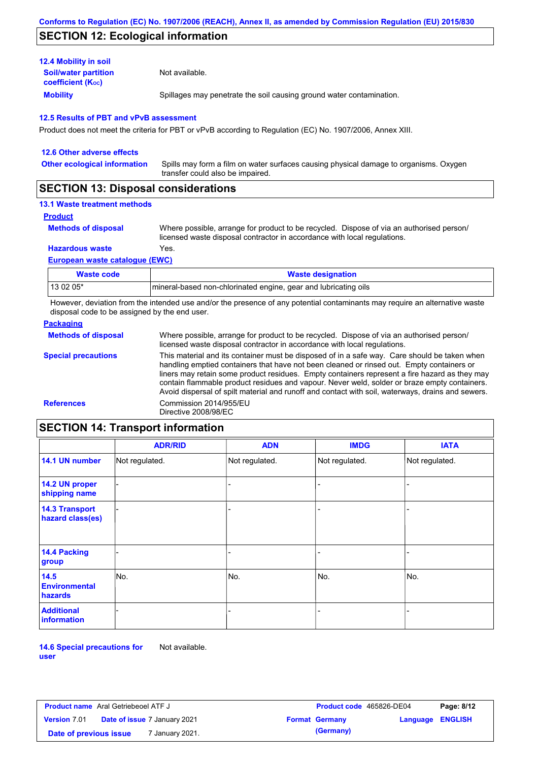## SECTION 12: Ecological information

### 12.4 Mobility in soil

**Soil/water partition coefficient ($K_{OC}$)** Not available.

**Mobility** Spillages may penetrate the soil causing ground water contamination.

### 12.5 Results of PBT and vPvB assessment

Product does not meet the criteria for PBT or vPvB according to Regulation (EC) No. 1907/2006, Annex XIII.

### 12.6 Other adverse effects

**Other ecological information** Spills may form a film on water surfaces causing physical damage to organisms. Oxygen transfer could also be impaired.

## SECTION 13: Disposal considerations

### 13.1 Waste treatment methods

**Product**

**Methods of disposal** Where possible, arrange for product to be recycled. Dispose of via an authorised person/ licensed waste disposal contractor in accordance with local regulations.

**Hazardous waste** Yes.

**European waste catalogue (EWC)**

| Waste code | Waste designation |
|---|---|
| 13 02 05* | mineral-based non-chlorinated engine, gear and lubricating oils |

However, deviation from the intended use and/or the presence of any potential contaminants may require an alternative waste disposal code to be assigned by the end user.

**Packaging**

**Methods of disposal** Where possible, arrange for product to be recycled. Dispose of via an authorised person/ licensed waste disposal contractor in accordance with local regulations.

**Special precautions** This material and its container must be disposed of in a safe way. Care should be taken when handling emptied containers that have not been cleaned or rinsed out. Empty containers or liners may retain some product residues. Empty containers represent a fire hazard as they may contain flammable product residues and vapour. Never weld, solder or braze empty containers. Avoid dispersal of spilt material and runoff and contact with soil, waterways, drains and sewers.

**References** Commission 2014/955/EU
Directive 2008/98/EC

## SECTION 14: Transport information

| | ADR/RID | ADN | IMDG | IATA |
|---|---|---|---|---|
| **14.1 UN number** | Not regulated. | Not regulated. | Not regulated. | Not regulated. |
| **14.2 UN proper shipping name** | - | - | - | - |
| **14.3 Transport hazard class(es)** | - | - | - | - |
| **14.4 Packing group** | - | - | - | - |
| **14.5 Environmental hazards** | No. | No. | No. | No. |
| **Additional information** | - | - | - | - |

**14.6 Special precautions for user** Not available.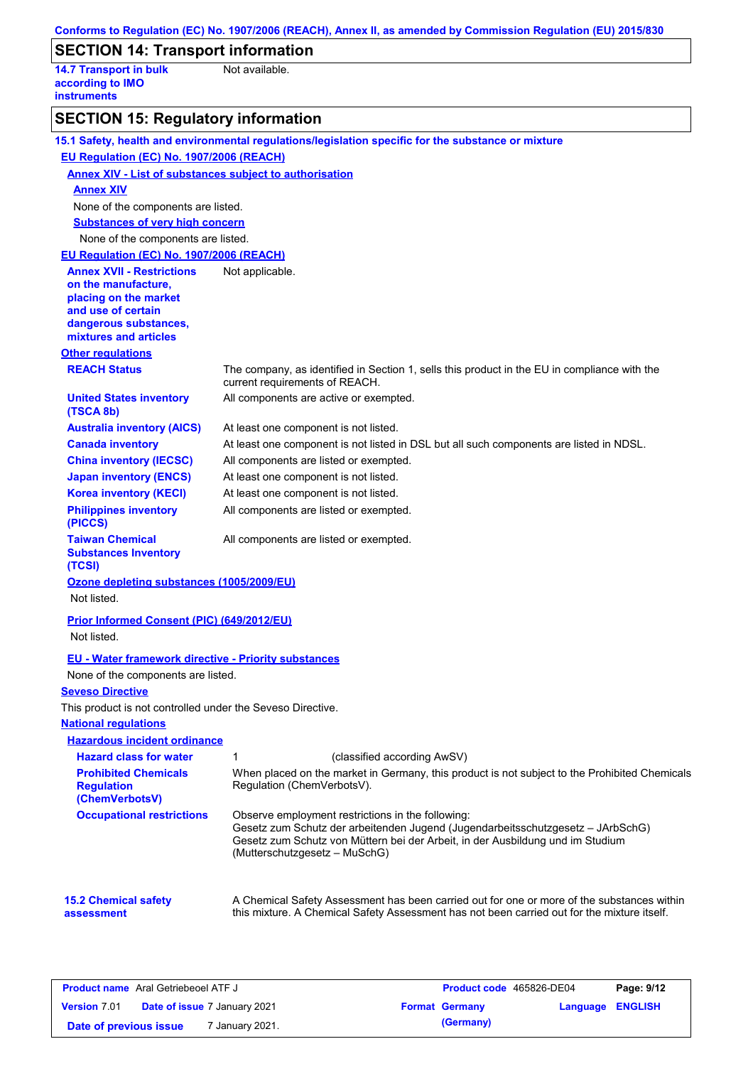## SECTION 14: Transport information

**14.7 Transport in bulk according to IMO instruments**: Not available.

## SECTION 15: Regulatory information

### 15.1 Safety, health and environmental regulations/legislation specific for the substance or mixture

**EU Regulation (EC) No. 1907/2006 (REACH)**

**Annex XIV - List of substances subject to authorisation**

**Annex XIV**

None of the components are listed.

**Substances of very high concern**

None of the components are listed.

**EU Regulation (EC) No. 1907/2006 (REACH)**

**Annex XVII - Restrictions on the manufacture, placing on the market and use of certain dangerous substances, mixtures and articles**: Not applicable.

**Other regulations**

| | |
|---|---|
| **REACH Status** | The company, as identified in Section 1, sells this product in the EU in compliance with the current requirements of REACH. |
| **United States inventory (TSCA 8b)** | All components are active or exempted. |
| **Australia inventory (AICS)** | At least one component is not listed. |
| **Canada inventory** | At least one component is not listed in DSL but all such components are listed in NDSL. |
| **China inventory (IECSC)** | All components are listed or exempted. |
| **Japan inventory (ENCS)** | At least one component is not listed. |
| **Korea inventory (KECI)** | At least one component is not listed. |
| **Philippines inventory (PICCS)** | All components are listed or exempted. |
| **Taiwan Chemical Substances Inventory (TCSI)** | All components are listed or exempted. |

**Ozone depleting substances (1005/2009/EU)**

Not listed.

**Prior Informed Consent (PIC) (649/2012/EU)**

Not listed.

**EU - Water framework directive - Priority substances**

None of the components are listed.

**Seveso Directive**

This product is not controlled under the Seveso Directive.

**National regulations**

**Hazardous incident ordinance**

| | |
|---|---|
| **Hazard class for water** | 1 (classified according AwSV) |
| **Prohibited Chemicals Regulation (ChemVerbotsV)** | When placed on the market in Germany, this product is not subject to the Prohibited Chemicals Regulation (ChemVerbotsV). |
| **Occupational restrictions** | Observe employment restrictions in the following:<br>Gesetz zum Schutz der arbeitenden Jugend (Jugendarbeitsschutzgesetz – JArbSchG)<br>Gesetz zum Schutz von Müttern bei der Arbeit, in der Ausbildung und im Studium (Mutterschutzgesetz – MuSchG) |

**15.2 Chemical safety assessment**: A Chemical Safety Assessment has been carried out for one or more of the substances within this mixture. A Chemical Safety Assessment has not been carried out for the mixture itself.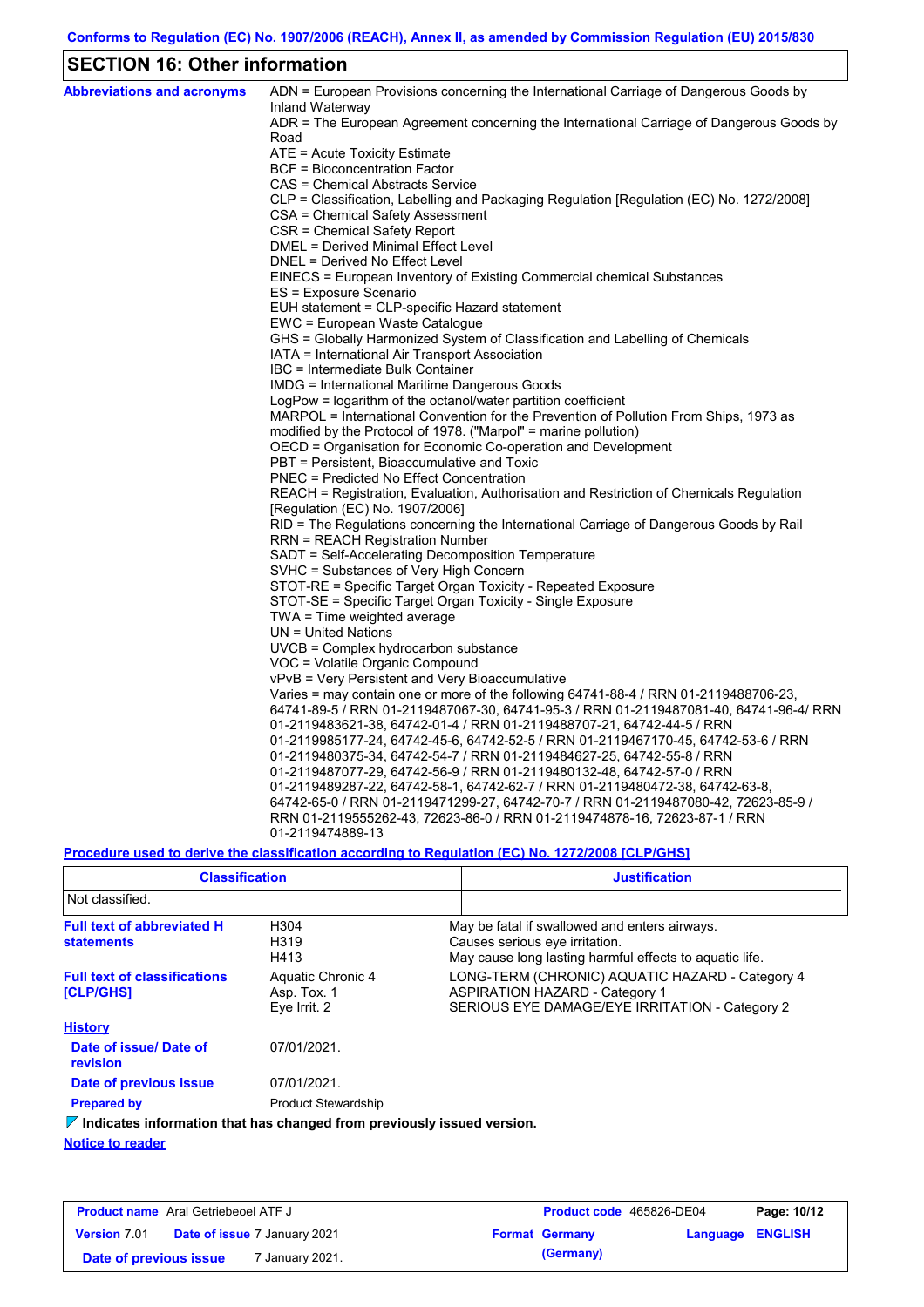Conforms to Regulation (EC) No. 1907/2006 (REACH), Annex II, as amended by Commission Regulation (EU) 2015/830

## SECTION 16: Other information

**Abbreviations and acronyms**

ADN = European Provisions concerning the International Carriage of Dangerous Goods by Inland Waterway
ADR = The European Agreement concerning the International Carriage of Dangerous Goods by Road
ATE = Acute Toxicity Estimate
BCF = Bioconcentration Factor
CAS = Chemical Abstracts Service
CLP = Classification, Labelling and Packaging Regulation [Regulation (EC) No. 1272/2008]
CSA = Chemical Safety Assessment
CSR = Chemical Safety Report
DMEL = Derived Minimal Effect Level
DNEL = Derived No Effect Level
EINECS = European Inventory of Existing Commercial chemical Substances
ES = Exposure Scenario
EUH statement = CLP-specific Hazard statement
EWC = European Waste Catalogue
GHS = Globally Harmonized System of Classification and Labelling of Chemicals
IATA = International Air Transport Association
IBC = Intermediate Bulk Container
IMDG = International Maritime Dangerous Goods
LogPow = logarithm of the octanol/water partition coefficient
MARPOL = International Convention for the Prevention of Pollution From Ships, 1973 as modified by the Protocol of 1978. ("Marpol" = marine pollution)
OECD = Organisation for Economic Co-operation and Development
PBT = Persistent, Bioaccumulative and Toxic
PNEC = Predicted No Effect Concentration
REACH = Registration, Evaluation, Authorisation and Restriction of Chemicals Regulation [Regulation (EC) No. 1907/2006]
RID = The Regulations concerning the International Carriage of Dangerous Goods by Rail
RRN = REACH Registration Number
SADT = Self-Accelerating Decomposition Temperature
SVHC = Substances of Very High Concern
STOT-RE = Specific Target Organ Toxicity - Repeated Exposure
STOT-SE = Specific Target Organ Toxicity - Single Exposure
TWA = Time weighted average
UN = United Nations
UVCB = Complex hydrocarbon substance
VOC = Volatile Organic Compound
vPvB = Very Persistent and Very Bioaccumulative
Varies = may contain one or more of the following 64741-88-4 / RRN 01-2119488706-23, 64741-89-5 / RRN 01-2119487067-30, 64741-95-3 / RRN 01-2119487081-40, 64741-96-4/ RRN 01-2119483621-38, 64742-01-4 / RRN 01-2119488707-21, 64742-44-5 / RRN 01-2119985177-24, 64742-45-6, 64742-52-5 / RRN 01-2119467170-45, 64742-53-6 / RRN 01-2119480375-34, 64742-54-7 / RRN 01-2119484627-25, 64742-55-8 / RRN 01-2119487077-29, 64742-56-9 / RRN 01-2119480132-48, 64742-57-0 / RRN 01-2119489287-22, 64742-58-1, 64742-62-7 / RRN 01-2119480472-38, 64742-63-8, 64742-65-0 / RRN 01-2119471299-27, 64742-70-7 / RRN 01-2119487080-42, 72623-85-9 / RRN 01-2119555262-43, 72623-86-0 / RRN 01-2119474878-16, 72623-87-1 / RRN 01-2119474889-13

**Procedure used to derive the classification according to Regulation (EC) No. 1272/2008 [CLP/GHS]**

| Classification | Justification |
|---|---|
| Not classified. | |

**Full text of abbreviated H statements**

| | |
|---|---|
| H304 | May be fatal if swallowed and enters airways. |
| H319 | Causes serious eye irritation. |
| H413 | May cause long lasting harmful effects to aquatic life. |

**Full text of classifications [CLP/GHS]**

| | |
|---|---|
| Aquatic Chronic 4 | LONG-TERM (CHRONIC) AQUATIC HAZARD - Category 4 |
| Asp. Tox. 1 | ASPIRATION HAZARD - Category 1 |
| Eye Irrit. 2 | SERIOUS EYE DAMAGE/EYE IRRITATION - Category 2 |

**History**

**Date of issue/ Date of revision:** 07/01/2021.

**Date of previous issue:** 07/01/2021.

**Prepared by:** Product Stewardship

**Indicates information that has changed from previously issued version.**

**Notice to reader**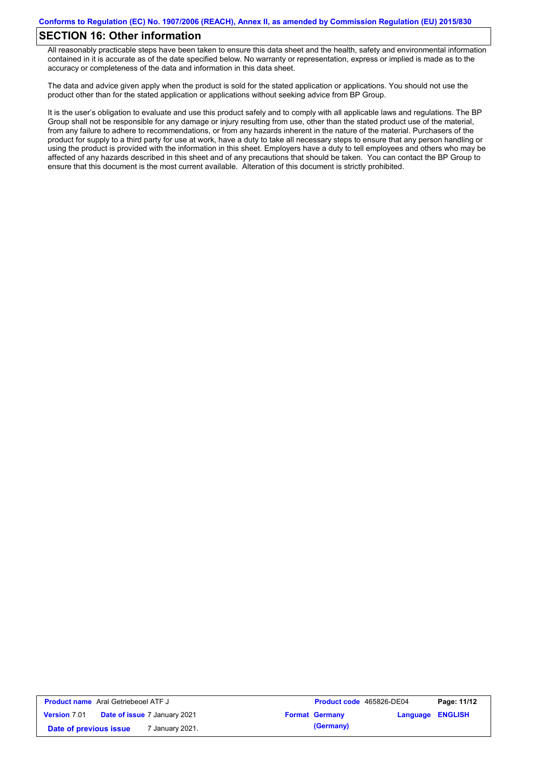## SECTION 16: Other information

All reasonably practicable steps have been taken to ensure this data sheet and the health, safety and environmental information contained in it is accurate as of the date specified below. No warranty or representation, express or implied is made as to the accuracy or completeness of the data and information in this data sheet.

The data and advice given apply when the product is sold for the stated application or applications. You should not use the product other than for the stated application or applications without seeking advice from BP Group.

It is the user's obligation to evaluate and use this product safely and to comply with all applicable laws and regulations. The BP Group shall not be responsible for any damage or injury resulting from use, other than the stated product use of the material, from any failure to adhere to recommendations, or from any hazards inherent in the nature of the material. Purchasers of the product for supply to a third party for use at work, have a duty to take all necessary steps to ensure that any person handling or using the product is provided with the information in this sheet. Employers have a duty to tell employees and others who may be affected of any hazards described in this sheet and of any precautions that should be taken. You can contact the BP Group to ensure that this document is the most current available. Alteration of this document is strictly prohibited.